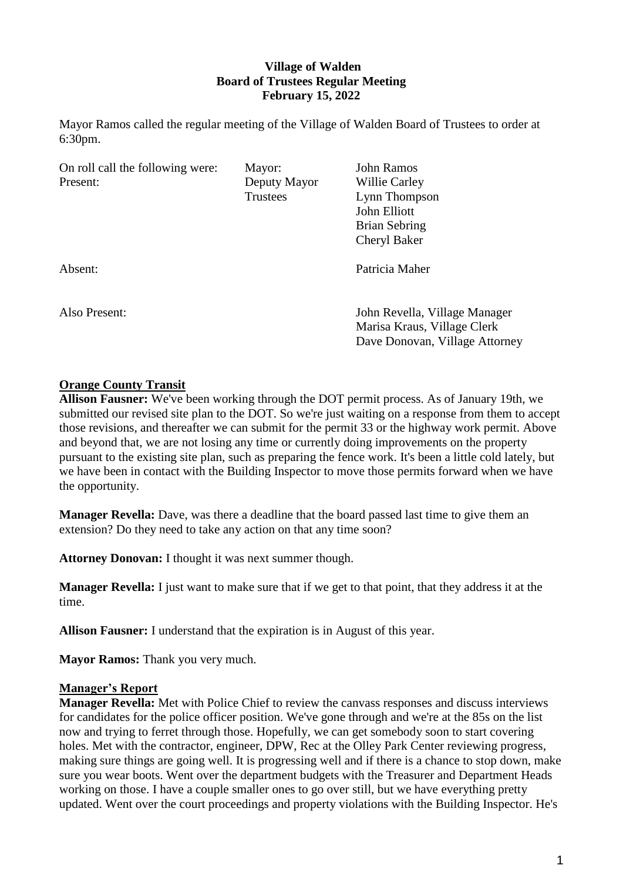**Village of Walden**
**Board of Trustees Regular Meeting**
**February 15, 2022**

Mayor Ramos called the regular meeting of the Village of Walden Board of Trustees to order at 6:30pm.

| On roll call the following were: | Mayor: | John Ramos |
|---|---|---|
| Present: | Deputy Mayor | Willie Carley |
| | Trustees | Lynn Thompson |
| | | John Elliott |
| | | Brian Sebring |
| | | Cheryl Baker |
| Absent: | | Patricia Maher |
| Also Present: | | John Revella, Village Manager |
| | | Marisa Kraus, Village Clerk |
| | | Dave Donovan, Village Attorney |

## Orange County Transit

**Allison Fausner:** We've been working through the DOT permit process. As of January 19th, we submitted our revised site plan to the DOT. So we're just waiting on a response from them to accept those revisions, and thereafter we can submit for the permit 33 or the highway work permit. Above and beyond that, we are not losing any time or currently doing improvements on the property pursuant to the existing site plan, such as preparing the fence work. It's been a little cold lately, but we have been in contact with the Building Inspector to move those permits forward when we have the opportunity.

**Manager Revella:** Dave, was there a deadline that the board passed last time to give them an extension? Do they need to take any action on that any time soon?

**Attorney Donovan:** I thought it was next summer though.

**Manager Revella:** I just want to make sure that if we get to that point, that they address it at the time.

**Allison Fausner:** I understand that the expiration is in August of this year.

**Mayor Ramos:** Thank you very much.

## Manager's Report

**Manager Revella:** Met with Police Chief to review the canvass responses and discuss interviews for candidates for the police officer position. We've gone through and we're at the 85s on the list now and trying to ferret through those. Hopefully, we can get somebody soon to start covering holes. Met with the contractor, engineer, DPW, Rec at the Olley Park Center reviewing progress, making sure things are going well. It is progressing well and if there is a chance to stop down, make sure you wear boots. Went over the department budgets with the Treasurer and Department Heads working on those. I have a couple smaller ones to go over still, but we have everything pretty updated. Went over the court proceedings and property violations with the Building Inspector. He's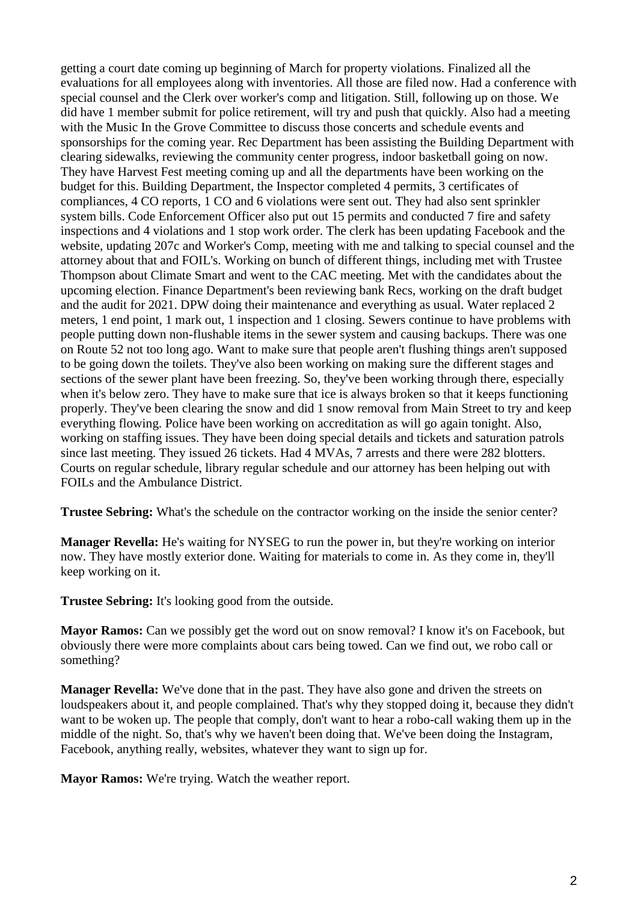getting a court date coming up beginning of March for property violations. Finalized all the evaluations for all employees along with inventories. All those are filed now. Had a conference with special counsel and the Clerk over worker's comp and litigation. Still, following up on those. We did have 1 member submit for police retirement, will try and push that quickly. Also had a meeting with the Music In the Grove Committee to discuss those concerts and schedule events and sponsorships for the coming year. Rec Department has been assisting the Building Department with clearing sidewalks, reviewing the community center progress, indoor basketball going on now. They have Harvest Fest meeting coming up and all the departments have been working on the budget for this. Building Department, the Inspector completed 4 permits, 3 certificates of compliances, 4 CO reports, 1 CO and 6 violations were sent out. They had also sent sprinkler system bills. Code Enforcement Officer also put out 15 permits and conducted 7 fire and safety inspections and 4 violations and 1 stop work order. The clerk has been updating Facebook and the website, updating 207c and Worker's Comp, meeting with me and talking to special counsel and the attorney about that and FOIL's. Working on bunch of different things, including met with Trustee Thompson about Climate Smart and went to the CAC meeting. Met with the candidates about the upcoming election. Finance Department's been reviewing bank Recs, working on the draft budget and the audit for 2021. DPW doing their maintenance and everything as usual. Water replaced 2 meters, 1 end point, 1 mark out, 1 inspection and 1 closing. Sewers continue to have problems with people putting down non-flushable items in the sewer system and causing backups. There was one on Route 52 not too long ago. Want to make sure that people aren't flushing things aren't supposed to be going down the toilets. They've also been working on making sure the different stages and sections of the sewer plant have been freezing. So, they've been working through there, especially when it's below zero. They have to make sure that ice is always broken so that it keeps functioning properly. They've been clearing the snow and did 1 snow removal from Main Street to try and keep everything flowing. Police have been working on accreditation as will go again tonight. Also, working on staffing issues. They have been doing special details and tickets and saturation patrols since last meeting. They issued 26 tickets. Had 4 MVAs, 7 arrests and there were 282 blotters. Courts on regular schedule, library regular schedule and our attorney has been helping out with FOILs and the Ambulance District.

**Trustee Sebring:** What's the schedule on the contractor working on the inside the senior center?

**Manager Revella:** He's waiting for NYSEG to run the power in, but they're working on interior now. They have mostly exterior done. Waiting for materials to come in. As they come in, they'll keep working on it.

**Trustee Sebring:** It's looking good from the outside.

**Mayor Ramos:** Can we possibly get the word out on snow removal? I know it's on Facebook, but obviously there were more complaints about cars being towed. Can we find out, we robo call or something?

**Manager Revella:** We've done that in the past. They have also gone and driven the streets on loudspeakers about it, and people complained. That's why they stopped doing it, because they didn't want to be woken up. The people that comply, don't want to hear a robo-call waking them up in the middle of the night. So, that's why we haven't been doing that. We've been doing the Instagram, Facebook, anything really, websites, whatever they want to sign up for.

**Mayor Ramos:** We're trying. Watch the weather report.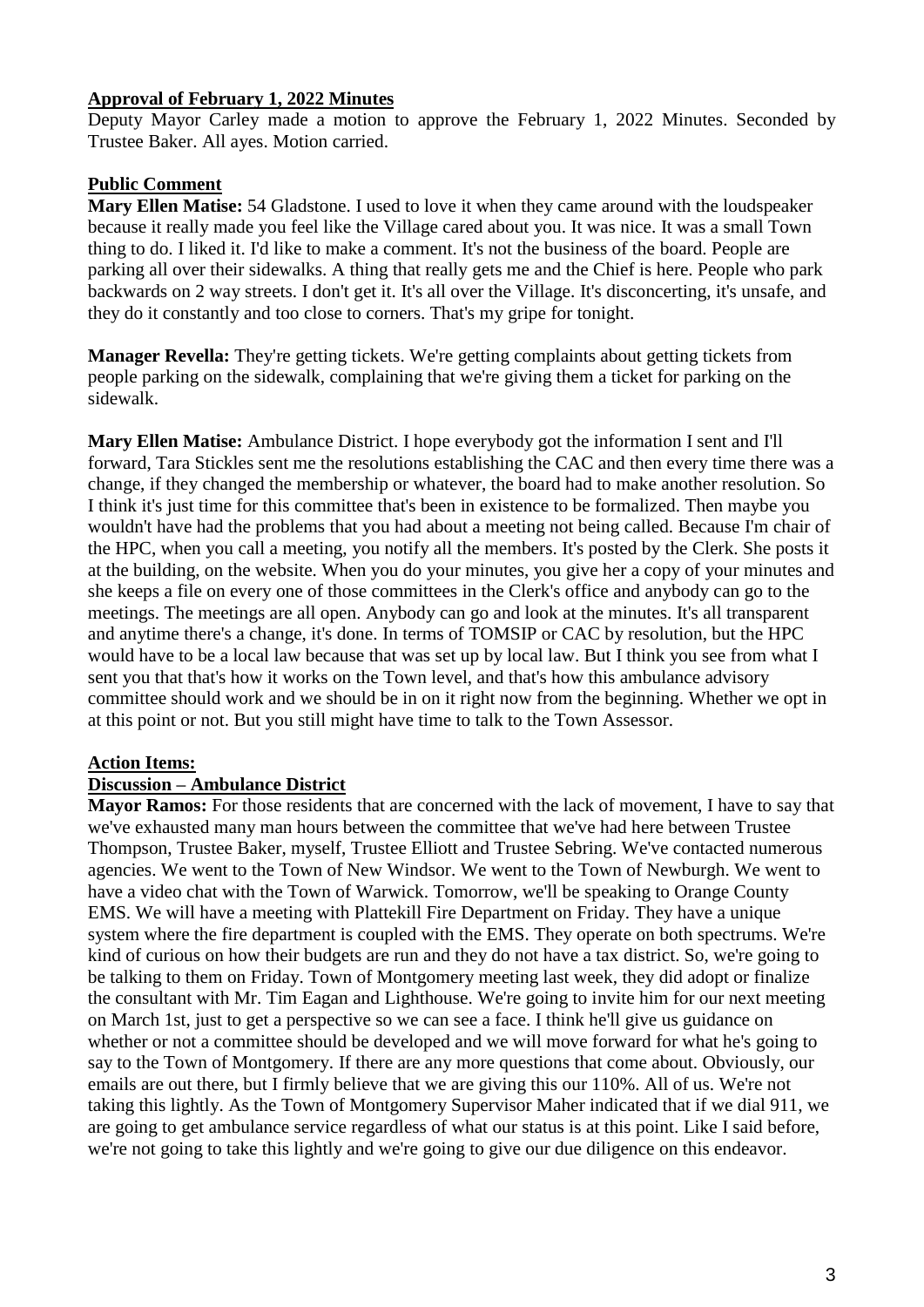**Approval of February 1, 2022 Minutes**

Deputy Mayor Carley made a motion to approve the February 1, 2022 Minutes. Seconded by Trustee Baker. All ayes. Motion carried.

**Public Comment**

**Mary Ellen Matise:** 54 Gladstone. I used to love it when they came around with the loudspeaker because it really made you feel like the Village cared about you. It was nice. It was a small Town thing to do. I liked it. I'd like to make a comment. It's not the business of the board. People are parking all over their sidewalks. A thing that really gets me and the Chief is here. People who park backwards on 2 way streets. I don't get it. It's all over the Village. It's disconcerting, it's unsafe, and they do it constantly and too close to corners. That's my gripe for tonight.

**Manager Revella:** They're getting tickets. We're getting complaints about getting tickets from people parking on the sidewalk, complaining that we're giving them a ticket for parking on the sidewalk.

**Mary Ellen Matise:** Ambulance District. I hope everybody got the information I sent and I'll forward, Tara Stickles sent me the resolutions establishing the CAC and then every time there was a change, if they changed the membership or whatever, the board had to make another resolution. So I think it's just time for this committee that's been in existence to be formalized. Then maybe you wouldn't have had the problems that you had about a meeting not being called. Because I'm chair of the HPC, when you call a meeting, you notify all the members. It's posted by the Clerk. She posts it at the building, on the website. When you do your minutes, you give her a copy of your minutes and she keeps a file on every one of those committees in the Clerk's office and anybody can go to the meetings. The meetings are all open. Anybody can go and look at the minutes. It's all transparent and anytime there's a change, it's done. In terms of TOMSIP or CAC by resolution, but the HPC would have to be a local law because that was set up by local law. But I think you see from what I sent you that that's how it works on the Town level, and that's how this ambulance advisory committee should work and we should be in on it right now from the beginning. Whether we opt in at this point or not. But you still might have time to talk to the Town Assessor.

**Action Items:**

**Discussion – Ambulance District**

**Mayor Ramos:** For those residents that are concerned with the lack of movement, I have to say that we've exhausted many man hours between the committee that we've had here between Trustee Thompson, Trustee Baker, myself, Trustee Elliott and Trustee Sebring. We've contacted numerous agencies. We went to the Town of New Windsor. We went to the Town of Newburgh. We went to have a video chat with the Town of Warwick. Tomorrow, we'll be speaking to Orange County EMS. We will have a meeting with Plattekill Fire Department on Friday. They have a unique system where the fire department is coupled with the EMS. They operate on both spectrums. We're kind of curious on how their budgets are run and they do not have a tax district. So, we're going to be talking to them on Friday. Town of Montgomery meeting last week, they did adopt or finalize the consultant with Mr. Tim Eagan and Lighthouse. We're going to invite him for our next meeting on March 1st, just to get a perspective so we can see a face. I think he'll give us guidance on whether or not a committee should be developed and we will move forward for what he's going to say to the Town of Montgomery. If there are any more questions that come about. Obviously, our emails are out there, but I firmly believe that we are giving this our 110%. All of us. We're not taking this lightly. As the Town of Montgomery Supervisor Maher indicated that if we dial 911, we are going to get ambulance service regardless of what our status is at this point. Like I said before, we're not going to take this lightly and we're going to give our due diligence on this endeavor.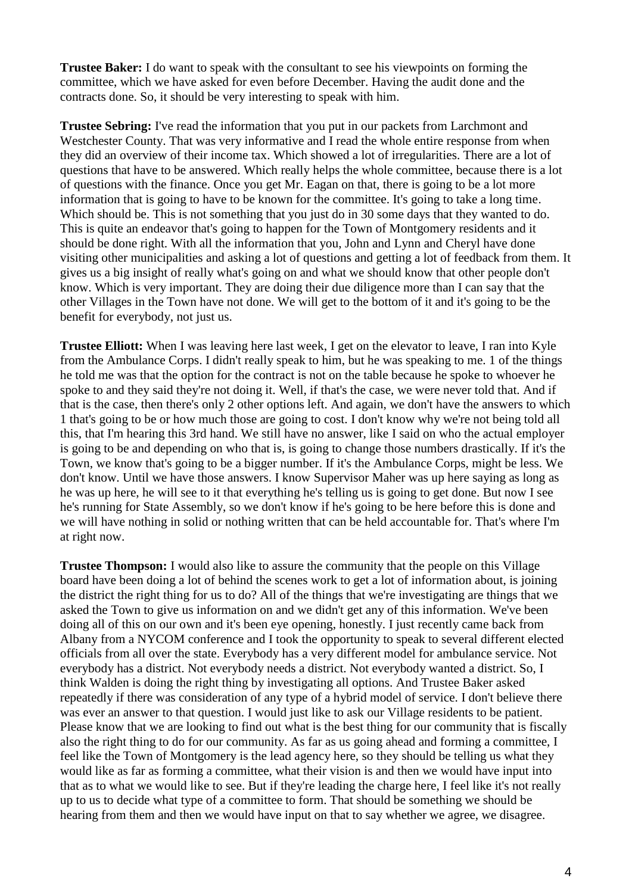**Trustee Baker:** I do want to speak with the consultant to see his viewpoints on forming the committee, which we have asked for even before December. Having the audit done and the contracts done. So, it should be very interesting to speak with him.

**Trustee Sebring:** I've read the information that you put in our packets from Larchmont and Westchester County. That was very informative and I read the whole entire response from when they did an overview of their income tax. Which showed a lot of irregularities. There are a lot of questions that have to be answered. Which really helps the whole committee, because there is a lot of questions with the finance. Once you get Mr. Eagan on that, there is going to be a lot more information that is going to have to be known for the committee. It's going to take a long time. Which should be. This is not something that you just do in 30 some days that they wanted to do. This is quite an endeavor that's going to happen for the Town of Montgomery residents and it should be done right. With all the information that you, John and Lynn and Cheryl have done visiting other municipalities and asking a lot of questions and getting a lot of feedback from them. It gives us a big insight of really what's going on and what we should know that other people don't know. Which is very important. They are doing their due diligence more than I can say that the other Villages in the Town have not done. We will get to the bottom of it and it's going to be the benefit for everybody, not just us.

**Trustee Elliott:** When I was leaving here last week, I get on the elevator to leave, I ran into Kyle from the Ambulance Corps. I didn't really speak to him, but he was speaking to me. 1 of the things he told me was that the option for the contract is not on the table because he spoke to whoever he spoke to and they said they're not doing it. Well, if that's the case, we were never told that. And if that is the case, then there's only 2 other options left. And again, we don't have the answers to which 1 that's going to be or how much those are going to cost. I don't know why we're not being told all this, that I'm hearing this 3rd hand. We still have no answer, like I said on who the actual employer is going to be and depending on who that is, is going to change those numbers drastically. If it's the Town, we know that's going to be a bigger number. If it's the Ambulance Corps, might be less. We don't know. Until we have those answers. I know Supervisor Maher was up here saying as long as he was up here, he will see to it that everything he's telling us is going to get done. But now I see he's running for State Assembly, so we don't know if he's going to be here before this is done and we will have nothing in solid or nothing written that can be held accountable for. That's where I'm at right now.

**Trustee Thompson:** I would also like to assure the community that the people on this Village board have been doing a lot of behind the scenes work to get a lot of information about, is joining the district the right thing for us to do? All of the things that we're investigating are things that we asked the Town to give us information on and we didn't get any of this information. We've been doing all of this on our own and it's been eye opening, honestly. I just recently came back from Albany from a NYCOM conference and I took the opportunity to speak to several different elected officials from all over the state. Everybody has a very different model for ambulance service. Not everybody has a district. Not everybody needs a district. Not everybody wanted a district. So, I think Walden is doing the right thing by investigating all options. And Trustee Baker asked repeatedly if there was consideration of any type of a hybrid model of service. I don't believe there was ever an answer to that question. I would just like to ask our Village residents to be patient. Please know that we are looking to find out what is the best thing for our community that is fiscally also the right thing to do for our community. As far as us going ahead and forming a committee, I feel like the Town of Montgomery is the lead agency here, so they should be telling us what they would like as far as forming a committee, what their vision is and then we would have input into that as to what we would like to see. But if they're leading the charge here, I feel like it's not really up to us to decide what type of a committee to form. That should be something we should be hearing from them and then we would have input on that to say whether we agree, we disagree.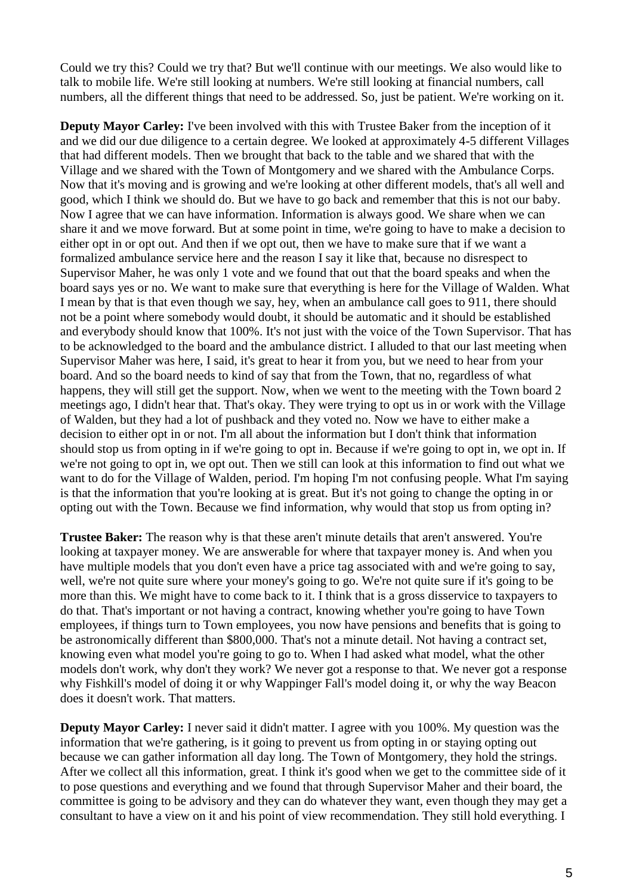Could we try this? Could we try that? But we'll continue with our meetings. We also would like to talk to mobile life. We're still looking at numbers. We're still looking at financial numbers, call numbers, all the different things that need to be addressed. So, just be patient. We're working on it.

**Deputy Mayor Carley:** I've been involved with this with Trustee Baker from the inception of it and we did our due diligence to a certain degree. We looked at approximately 4-5 different Villages that had different models. Then we brought that back to the table and we shared that with the Village and we shared with the Town of Montgomery and we shared with the Ambulance Corps. Now that it's moving and is growing and we're looking at other different models, that's all well and good, which I think we should do. But we have to go back and remember that this is not our baby. Now I agree that we can have information. Information is always good. We share when we can share it and we move forward. But at some point in time, we're going to have to make a decision to either opt in or opt out. And then if we opt out, then we have to make sure that if we want a formalized ambulance service here and the reason I say it like that, because no disrespect to Supervisor Maher, he was only 1 vote and we found that out that the board speaks and when the board says yes or no. We want to make sure that everything is here for the Village of Walden. What I mean by that is that even though we say, hey, when an ambulance call goes to 911, there should not be a point where somebody would doubt, it should be automatic and it should be established and everybody should know that 100%. It's not just with the voice of the Town Supervisor. That has to be acknowledged to the board and the ambulance district. I alluded to that our last meeting when Supervisor Maher was here, I said, it's great to hear it from you, but we need to hear from your board. And so the board needs to kind of say that from the Town, that no, regardless of what happens, they will still get the support. Now, when we went to the meeting with the Town board 2 meetings ago, I didn't hear that. That's okay. They were trying to opt us in or work with the Village of Walden, but they had a lot of pushback and they voted no. Now we have to either make a decision to either opt in or not. I'm all about the information but I don't think that information should stop us from opting in if we're going to opt in. Because if we're going to opt in, we opt in. If we're not going to opt in, we opt out. Then we still can look at this information to find out what we want to do for the Village of Walden, period. I'm hoping I'm not confusing people. What I'm saying is that the information that you're looking at is great. But it's not going to change the opting in or opting out with the Town. Because we find information, why would that stop us from opting in?

**Trustee Baker:** The reason why is that these aren't minute details that aren't answered. You're looking at taxpayer money. We are answerable for where that taxpayer money is. And when you have multiple models that you don't even have a price tag associated with and we're going to say, well, we're not quite sure where your money's going to go. We're not quite sure if it's going to be more than this. We might have to come back to it. I think that is a gross disservice to taxpayers to do that. That's important or not having a contract, knowing whether you're going to have Town employees, if things turn to Town employees, you now have pensions and benefits that is going to be astronomically different than $800,000. That's not a minute detail. Not having a contract set, knowing even what model you're going to go to. When I had asked what model, what the other models don't work, why don't they work? We never got a response to that. We never got a response why Fishkill's model of doing it or why Wappinger Fall's model doing it, or why the way Beacon does it doesn't work. That matters.

**Deputy Mayor Carley:** I never said it didn't matter. I agree with you 100%. My question was the information that we're gathering, is it going to prevent us from opting in or staying opting out because we can gather information all day long. The Town of Montgomery, they hold the strings. After we collect all this information, great. I think it's good when we get to the committee side of it to pose questions and everything and we found that through Supervisor Maher and their board, the committee is going to be advisory and they can do whatever they want, even though they may get a consultant to have a view on it and his point of view recommendation. They still hold everything. I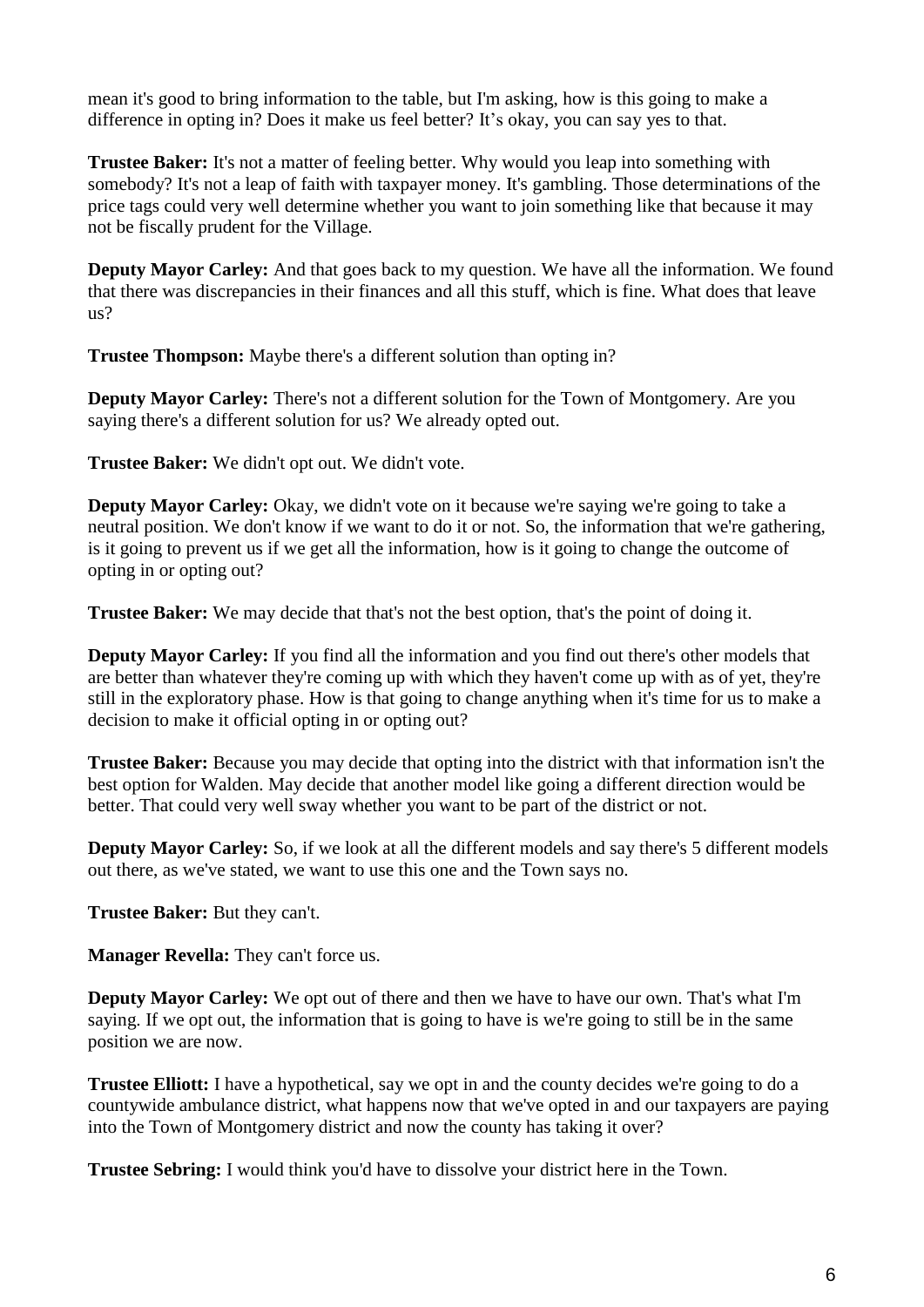mean it's good to bring information to the table, but I'm asking, how is this going to make a difference in opting in? Does it make us feel better? It's okay, you can say yes to that.

**Trustee Baker:** It's not a matter of feeling better. Why would you leap into something with somebody? It's not a leap of faith with taxpayer money. It's gambling. Those determinations of the price tags could very well determine whether you want to join something like that because it may not be fiscally prudent for the Village.

**Deputy Mayor Carley:** And that goes back to my question. We have all the information. We found that there was discrepancies in their finances and all this stuff, which is fine. What does that leave us?

**Trustee Thompson:** Maybe there's a different solution than opting in?

**Deputy Mayor Carley:** There's not a different solution for the Town of Montgomery. Are you saying there's a different solution for us? We already opted out.

**Trustee Baker:** We didn't opt out. We didn't vote.

**Deputy Mayor Carley:** Okay, we didn't vote on it because we're saying we're going to take a neutral position. We don't know if we want to do it or not. So, the information that we're gathering, is it going to prevent us if we get all the information, how is it going to change the outcome of opting in or opting out?

**Trustee Baker:** We may decide that that's not the best option, that's the point of doing it.

**Deputy Mayor Carley:** If you find all the information and you find out there's other models that are better than whatever they're coming up with which they haven't come up with as of yet, they're still in the exploratory phase. How is that going to change anything when it's time for us to make a decision to make it official opting in or opting out?

**Trustee Baker:** Because you may decide that opting into the district with that information isn't the best option for Walden. May decide that another model like going a different direction would be better. That could very well sway whether you want to be part of the district or not.

**Deputy Mayor Carley:** So, if we look at all the different models and say there's 5 different models out there, as we've stated, we want to use this one and the Town says no.

**Trustee Baker:** But they can't.

**Manager Revella:** They can't force us.

**Deputy Mayor Carley:** We opt out of there and then we have to have our own. That's what I'm saying. If we opt out, the information that is going to have is we're going to still be in the same position we are now.

**Trustee Elliott:** I have a hypothetical, say we opt in and the county decides we're going to do a countywide ambulance district, what happens now that we've opted in and our taxpayers are paying into the Town of Montgomery district and now the county has taking it over?

**Trustee Sebring:** I would think you'd have to dissolve your district here in the Town.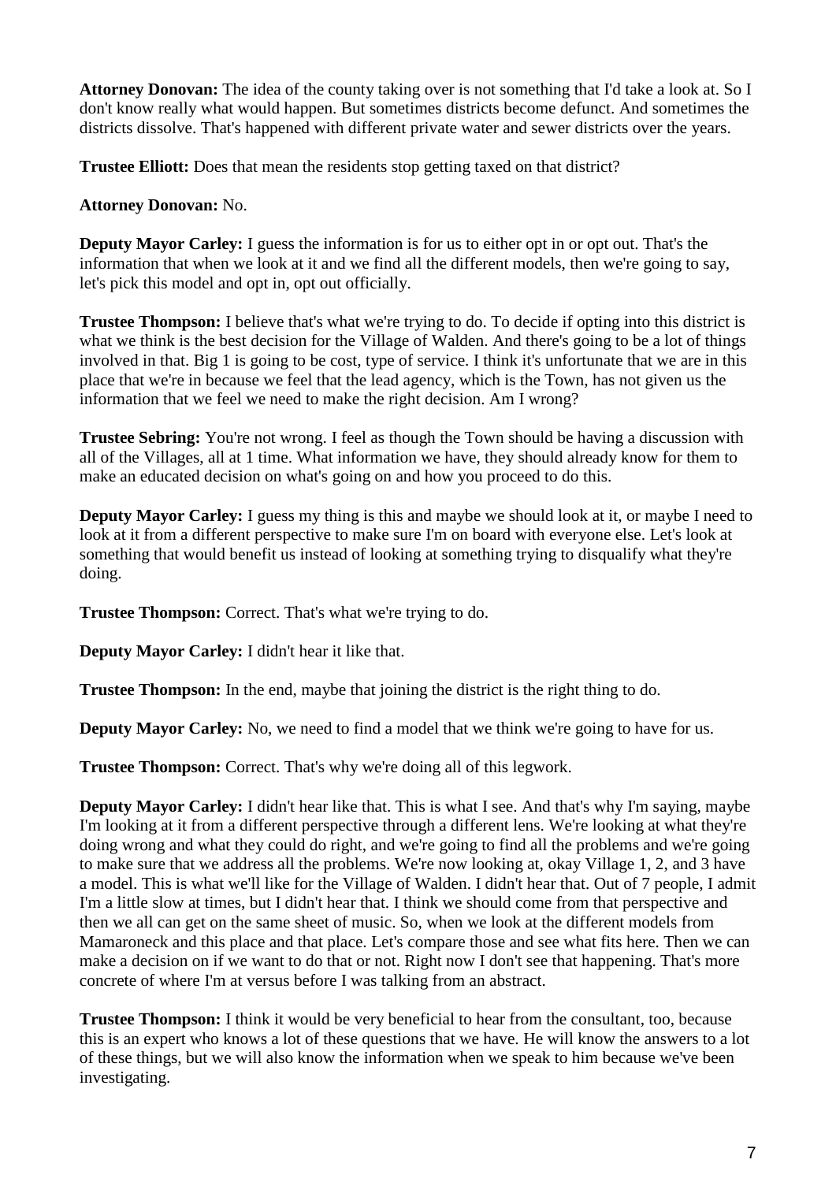**Attorney Donovan:** The idea of the county taking over is not something that I'd take a look at. So I don't know really what would happen. But sometimes districts become defunct. And sometimes the districts dissolve. That's happened with different private water and sewer districts over the years.

**Trustee Elliott:** Does that mean the residents stop getting taxed on that district?

**Attorney Donovan:** No.

**Deputy Mayor Carley:** I guess the information is for us to either opt in or opt out. That's the information that when we look at it and we find all the different models, then we're going to say, let's pick this model and opt in, opt out officially.

**Trustee Thompson:** I believe that's what we're trying to do. To decide if opting into this district is what we think is the best decision for the Village of Walden. And there's going to be a lot of things involved in that. Big 1 is going to be cost, type of service. I think it's unfortunate that we are in this place that we're in because we feel that the lead agency, which is the Town, has not given us the information that we feel we need to make the right decision. Am I wrong?

**Trustee Sebring:** You're not wrong. I feel as though the Town should be having a discussion with all of the Villages, all at 1 time. What information we have, they should already know for them to make an educated decision on what's going on and how you proceed to do this.

**Deputy Mayor Carley:** I guess my thing is this and maybe we should look at it, or maybe I need to look at it from a different perspective to make sure I'm on board with everyone else. Let's look at something that would benefit us instead of looking at something trying to disqualify what they're doing.

**Trustee Thompson:** Correct. That's what we're trying to do.

**Deputy Mayor Carley:** I didn't hear it like that.

**Trustee Thompson:** In the end, maybe that joining the district is the right thing to do.

**Deputy Mayor Carley:** No, we need to find a model that we think we're going to have for us.

**Trustee Thompson:** Correct. That's why we're doing all of this legwork.

**Deputy Mayor Carley:** I didn't hear like that. This is what I see. And that's why I'm saying, maybe I'm looking at it from a different perspective through a different lens. We're looking at what they're doing wrong and what they could do right, and we're going to find all the problems and we're going to make sure that we address all the problems. We're now looking at, okay Village 1, 2, and 3 have a model. This is what we'll like for the Village of Walden. I didn't hear that. Out of 7 people, I admit I'm a little slow at times, but I didn't hear that. I think we should come from that perspective and then we all can get on the same sheet of music. So, when we look at the different models from Mamaroneck and this place and that place. Let's compare those and see what fits here. Then we can make a decision on if we want to do that or not. Right now I don't see that happening. That's more concrete of where I'm at versus before I was talking from an abstract.

**Trustee Thompson:** I think it would be very beneficial to hear from the consultant, too, because this is an expert who knows a lot of these questions that we have. He will know the answers to a lot of these things, but we will also know the information when we speak to him because we've been investigating.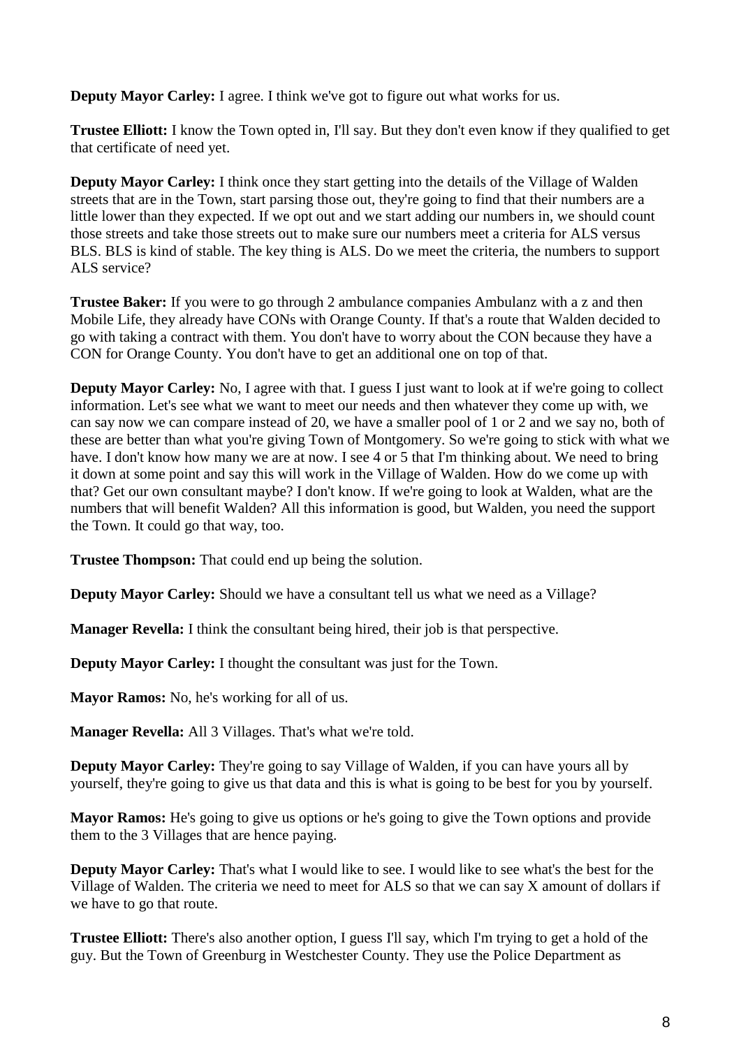**Deputy Mayor Carley:** I agree. I think we've got to figure out what works for us.

**Trustee Elliott:** I know the Town opted in, I'll say. But they don't even know if they qualified to get that certificate of need yet.

**Deputy Mayor Carley:** I think once they start getting into the details of the Village of Walden streets that are in the Town, start parsing those out, they're going to find that their numbers are a little lower than they expected. If we opt out and we start adding our numbers in, we should count those streets and take those streets out to make sure our numbers meet a criteria for ALS versus BLS. BLS is kind of stable. The key thing is ALS. Do we meet the criteria, the numbers to support ALS service?

**Trustee Baker:** If you were to go through 2 ambulance companies Ambulanz with a z and then Mobile Life, they already have CONs with Orange County. If that's a route that Walden decided to go with taking a contract with them. You don't have to worry about the CON because they have a CON for Orange County. You don't have to get an additional one on top of that.

**Deputy Mayor Carley:** No, I agree with that. I guess I just want to look at if we're going to collect information. Let's see what we want to meet our needs and then whatever they come up with, we can say now we can compare instead of 20, we have a smaller pool of 1 or 2 and we say no, both of these are better than what you're giving Town of Montgomery. So we're going to stick with what we have. I don't know how many we are at now. I see 4 or 5 that I'm thinking about. We need to bring it down at some point and say this will work in the Village of Walden. How do we come up with that? Get our own consultant maybe? I don't know. If we're going to look at Walden, what are the numbers that will benefit Walden? All this information is good, but Walden, you need the support the Town. It could go that way, too.

**Trustee Thompson:** That could end up being the solution.

**Deputy Mayor Carley:** Should we have a consultant tell us what we need as a Village?

**Manager Revella:** I think the consultant being hired, their job is that perspective.

**Deputy Mayor Carley:** I thought the consultant was just for the Town.

**Mayor Ramos:** No, he's working for all of us.

**Manager Revella:** All 3 Villages. That's what we're told.

**Deputy Mayor Carley:** They're going to say Village of Walden, if you can have yours all by yourself, they're going to give us that data and this is what is going to be best for you by yourself.

**Mayor Ramos:** He's going to give us options or he's going to give the Town options and provide them to the 3 Villages that are hence paying.

**Deputy Mayor Carley:** That's what I would like to see. I would like to see what's the best for the Village of Walden. The criteria we need to meet for ALS so that we can say X amount of dollars if we have to go that route.

**Trustee Elliott:** There's also another option, I guess I'll say, which I'm trying to get a hold of the guy. But the Town of Greenburg in Westchester County. They use the Police Department as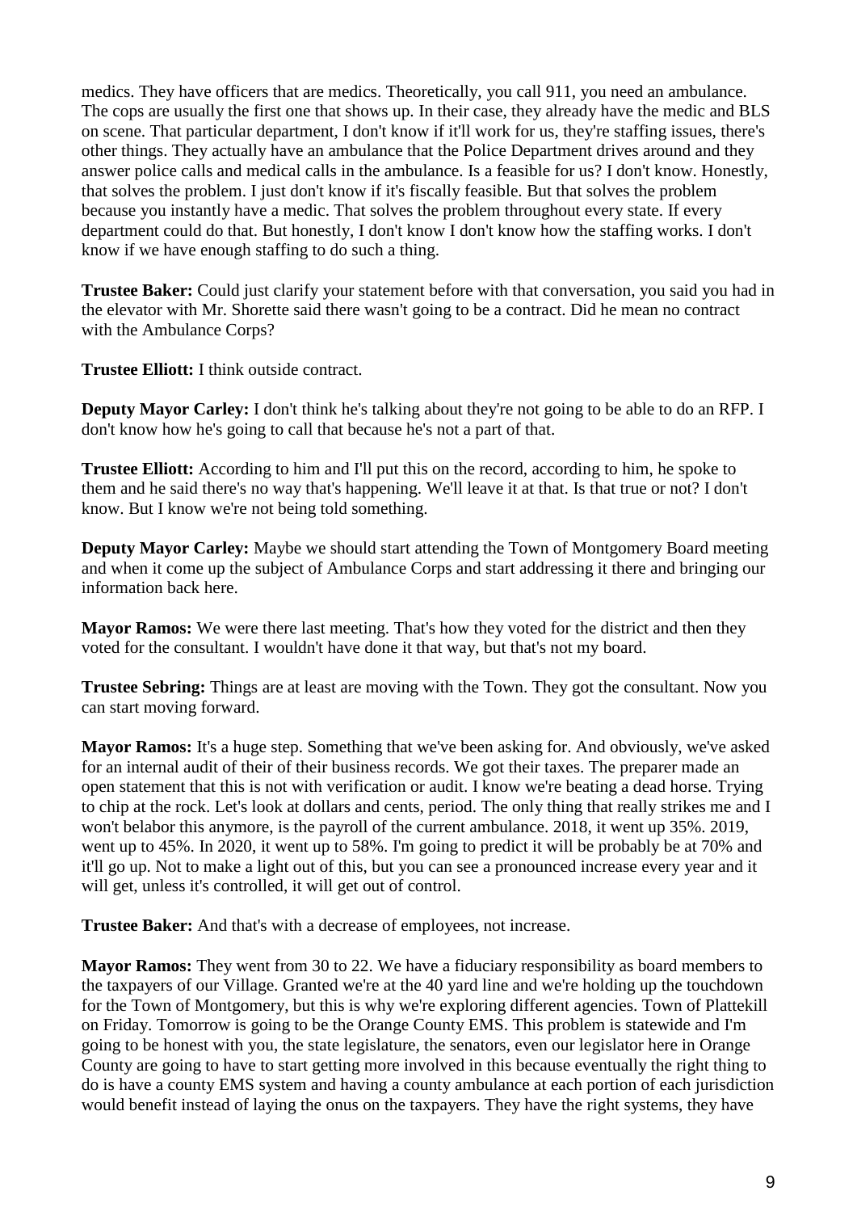medics. They have officers that are medics. Theoretically, you call 911, you need an ambulance. The cops are usually the first one that shows up. In their case, they already have the medic and BLS on scene. That particular department, I don't know if it'll work for us, they're staffing issues, there's other things. They actually have an ambulance that the Police Department drives around and they answer police calls and medical calls in the ambulance. Is a feasible for us? I don't know. Honestly, that solves the problem. I just don't know if it's fiscally feasible. But that solves the problem because you instantly have a medic. That solves the problem throughout every state. If every department could do that. But honestly, I don't know I don't know how the staffing works. I don't know if we have enough staffing to do such a thing.

**Trustee Baker:** Could just clarify your statement before with that conversation, you said you had in the elevator with Mr. Shorette said there wasn't going to be a contract. Did he mean no contract with the Ambulance Corps?

**Trustee Elliott:** I think outside contract.

**Deputy Mayor Carley:** I don't think he's talking about they're not going to be able to do an RFP. I don't know how he's going to call that because he's not a part of that.

**Trustee Elliott:** According to him and I'll put this on the record, according to him, he spoke to them and he said there's no way that's happening. We'll leave it at that. Is that true or not? I don't know. But I know we're not being told something.

**Deputy Mayor Carley:** Maybe we should start attending the Town of Montgomery Board meeting and when it come up the subject of Ambulance Corps and start addressing it there and bringing our information back here.

**Mayor Ramos:** We were there last meeting. That's how they voted for the district and then they voted for the consultant. I wouldn't have done it that way, but that's not my board.

**Trustee Sebring:** Things are at least are moving with the Town. They got the consultant. Now you can start moving forward.

**Mayor Ramos:** It's a huge step. Something that we've been asking for. And obviously, we've asked for an internal audit of their of their business records. We got their taxes. The preparer made an open statement that this is not with verification or audit. I know we're beating a dead horse. Trying to chip at the rock. Let's look at dollars and cents, period. The only thing that really strikes me and I won't belabor this anymore, is the payroll of the current ambulance. 2018, it went up 35%. 2019, went up to 45%. In 2020, it went up to 58%. I'm going to predict it will be probably be at 70% and it'll go up. Not to make a light out of this, but you can see a pronounced increase every year and it will get, unless it's controlled, it will get out of control.

**Trustee Baker:** And that's with a decrease of employees, not increase.

**Mayor Ramos:** They went from 30 to 22. We have a fiduciary responsibility as board members to the taxpayers of our Village. Granted we're at the 40 yard line and we're holding up the touchdown for the Town of Montgomery, but this is why we're exploring different agencies. Town of Plattekill on Friday. Tomorrow is going to be the Orange County EMS. This problem is statewide and I'm going to be honest with you, the state legislature, the senators, even our legislator here in Orange County are going to have to start getting more involved in this because eventually the right thing to do is have a county EMS system and having a county ambulance at each portion of each jurisdiction would benefit instead of laying the onus on the taxpayers. They have the right systems, they have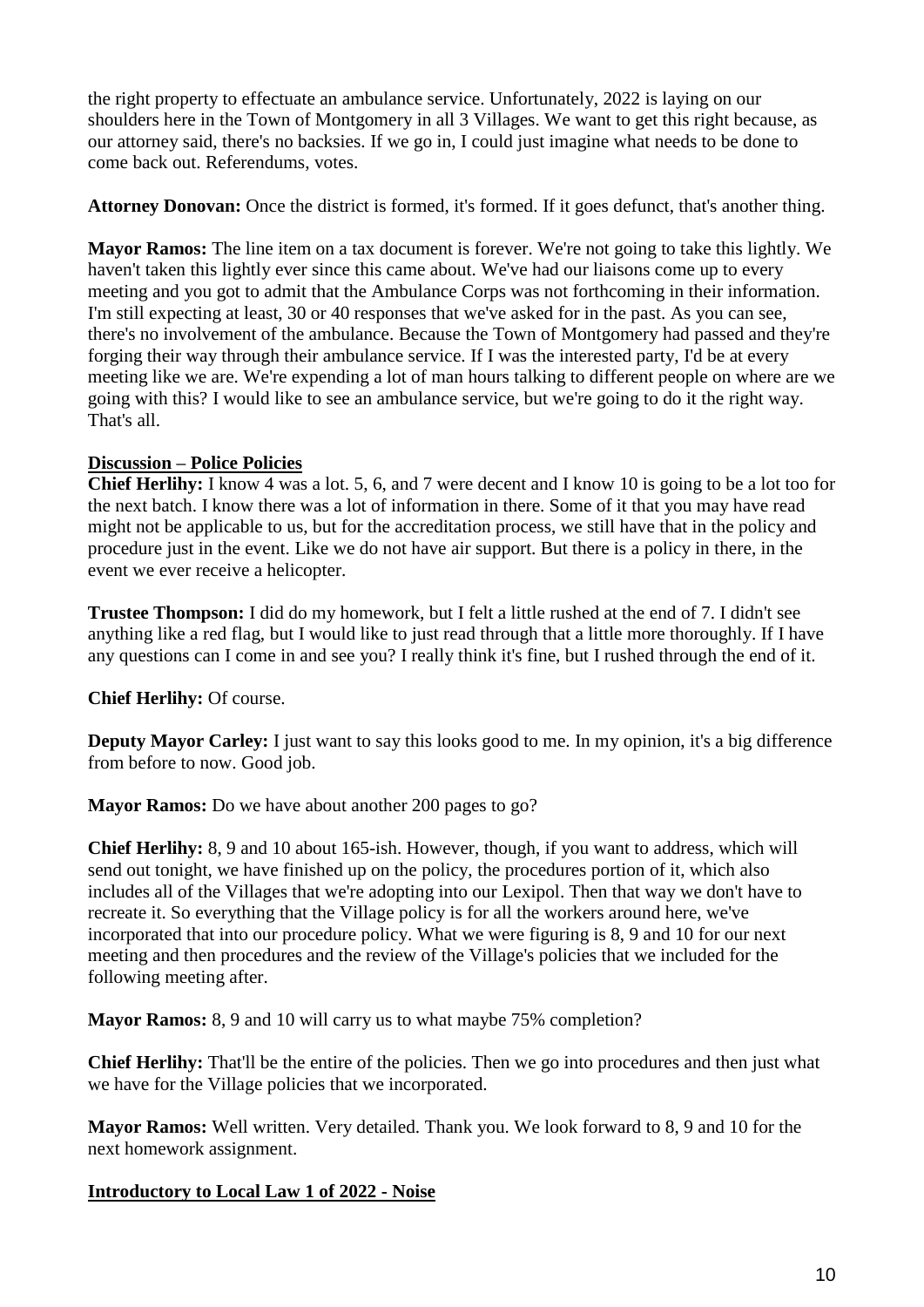the right property to effectuate an ambulance service. Unfortunately, 2022 is laying on our shoulders here in the Town of Montgomery in all 3 Villages. We want to get this right because, as our attorney said, there's no backsies. If we go in, I could just imagine what needs to be done to come back out. Referendums, votes.

**Attorney Donovan:** Once the district is formed, it's formed. If it goes defunct, that's another thing.

**Mayor Ramos:** The line item on a tax document is forever. We're not going to take this lightly. We haven't taken this lightly ever since this came about. We've had our liaisons come up to every meeting and you got to admit that the Ambulance Corps was not forthcoming in their information. I'm still expecting at least, 30 or 40 responses that we've asked for in the past. As you can see, there's no involvement of the ambulance. Because the Town of Montgomery had passed and they're forging their way through their ambulance service. If I was the interested party, I'd be at every meeting like we are. We're expending a lot of man hours talking to different people on where are we going with this? I would like to see an ambulance service, but we're going to do it the right way. That's all.

**Discussion – Police Policies**

**Chief Herlihy:** I know 4 was a lot. 5, 6, and 7 were decent and I know 10 is going to be a lot too for the next batch. I know there was a lot of information in there. Some of it that you may have read might not be applicable to us, but for the accreditation process, we still have that in the policy and procedure just in the event. Like we do not have air support. But there is a policy in there, in the event we ever receive a helicopter.

**Trustee Thompson:** I did do my homework, but I felt a little rushed at the end of 7. I didn't see anything like a red flag, but I would like to just read through that a little more thoroughly. If I have any questions can I come in and see you? I really think it's fine, but I rushed through the end of it.

**Chief Herlihy:** Of course.

**Deputy Mayor Carley:** I just want to say this looks good to me. In my opinion, it's a big difference from before to now. Good job.

**Mayor Ramos:** Do we have about another 200 pages to go?

**Chief Herlihy:** 8, 9 and 10 about 165-ish. However, though, if you want to address, which will send out tonight, we have finished up on the policy, the procedures portion of it, which also includes all of the Villages that we're adopting into our Lexipol. Then that way we don't have to recreate it. So everything that the Village policy is for all the workers around here, we've incorporated that into our procedure policy. What we were figuring is 8, 9 and 10 for our next meeting and then procedures and the review of the Village's policies that we included for the following meeting after.

**Mayor Ramos:** 8, 9 and 10 will carry us to what maybe 75% completion?

**Chief Herlihy:** That'll be the entire of the policies. Then we go into procedures and then just what we have for the Village policies that we incorporated.

**Mayor Ramos:** Well written. Very detailed. Thank you. We look forward to 8, 9 and 10 for the next homework assignment.

**Introductory to Local Law 1 of 2022 - Noise**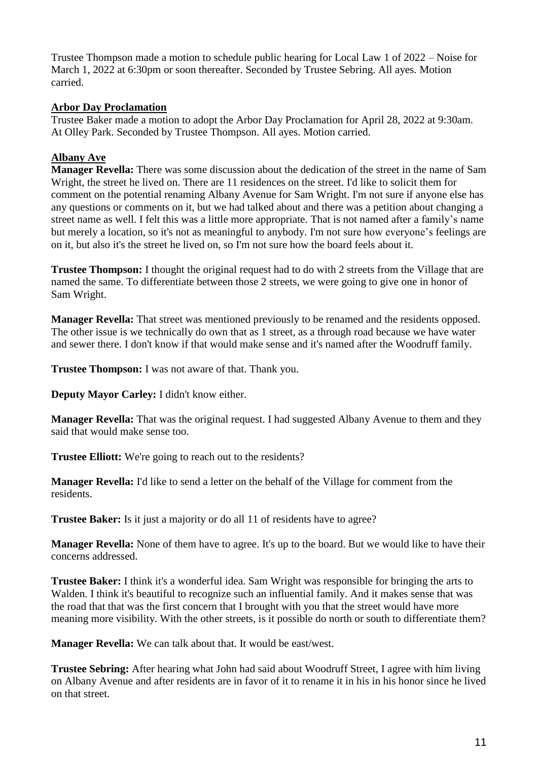Trustee Thompson made a motion to schedule public hearing for Local Law 1 of 2022 – Noise for March 1, 2022 at 6:30pm or soon thereafter. Seconded by Trustee Sebring. All ayes. Motion carried.

**Arbor Day Proclamation**

Trustee Baker made a motion to adopt the Arbor Day Proclamation for April 28, 2022 at 9:30am. At Olley Park. Seconded by Trustee Thompson. All ayes. Motion carried.

**Albany Ave**

**Manager Revella:** There was some discussion about the dedication of the street in the name of Sam Wright, the street he lived on. There are 11 residences on the street. I'd like to solicit them for comment on the potential renaming Albany Avenue for Sam Wright. I'm not sure if anyone else has any questions or comments on it, but we had talked about and there was a petition about changing a street name as well. I felt this was a little more appropriate. That is not named after a family's name but merely a location, so it's not as meaningful to anybody. I'm not sure how everyone's feelings are on it, but also it's the street he lived on, so I'm not sure how the board feels about it.

**Trustee Thompson:** I thought the original request had to do with 2 streets from the Village that are named the same. To differentiate between those 2 streets, we were going to give one in honor of Sam Wright.

**Manager Revella:** That street was mentioned previously to be renamed and the residents opposed. The other issue is we technically do own that as 1 street, as a through road because we have water and sewer there. I don't know if that would make sense and it's named after the Woodruff family.

**Trustee Thompson:** I was not aware of that. Thank you.

**Deputy Mayor Carley:** I didn't know either.

**Manager Revella:** That was the original request. I had suggested Albany Avenue to them and they said that would make sense too.

**Trustee Elliott:** We're going to reach out to the residents?

**Manager Revella:** I'd like to send a letter on the behalf of the Village for comment from the residents.

**Trustee Baker:** Is it just a majority or do all 11 of residents have to agree?

**Manager Revella:** None of them have to agree. It's up to the board. But we would like to have their concerns addressed.

**Trustee Baker:** I think it's a wonderful idea. Sam Wright was responsible for bringing the arts to Walden. I think it's beautiful to recognize such an influential family. And it makes sense that was the road that that was the first concern that I brought with you that the street would have more meaning more visibility. With the other streets, is it possible do north or south to differentiate them?

**Manager Revella:** We can talk about that. It would be east/west.

**Trustee Sebring:** After hearing what John had said about Woodruff Street, I agree with him living on Albany Avenue and after residents are in favor of it to rename it in his in his honor since he lived on that street.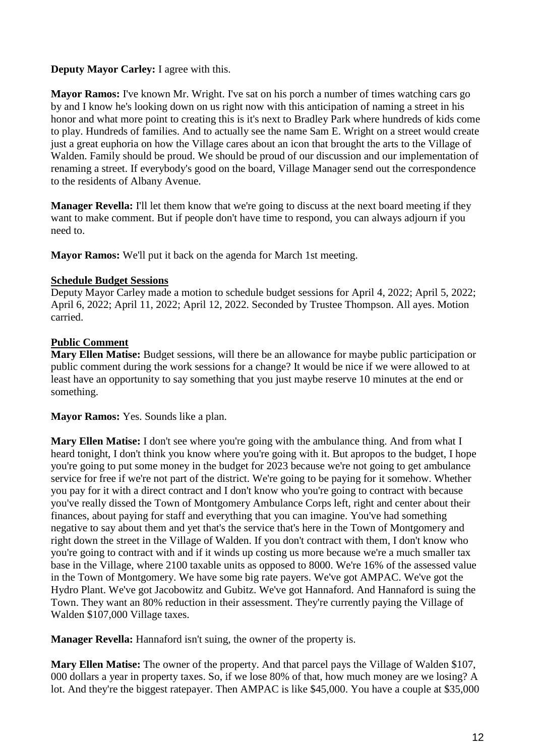**Deputy Mayor Carley:** I agree with this.

**Mayor Ramos:** I've known Mr. Wright. I've sat on his porch a number of times watching cars go by and I know he's looking down on us right now with this anticipation of naming a street in his honor and what more point to creating this is it's next to Bradley Park where hundreds of kids come to play. Hundreds of families. And to actually see the name Sam E. Wright on a street would create just a great euphoria on how the Village cares about an icon that brought the arts to the Village of Walden. Family should be proud. We should be proud of our discussion and our implementation of renaming a street. If everybody's good on the board, Village Manager send out the correspondence to the residents of Albany Avenue.

**Manager Revella:** I'll let them know that we're going to discuss at the next board meeting if they want to make comment. But if people don't have time to respond, you can always adjourn if you need to.

**Mayor Ramos:** We'll put it back on the agenda for March 1st meeting.

**Schedule Budget Sessions**

Deputy Mayor Carley made a motion to schedule budget sessions for April 4, 2022; April 5, 2022; April 6, 2022; April 11, 2022; April 12, 2022. Seconded by Trustee Thompson. All ayes. Motion carried.

**Public Comment**

**Mary Ellen Matise:** Budget sessions, will there be an allowance for maybe public participation or public comment during the work sessions for a change? It would be nice if we were allowed to at least have an opportunity to say something that you just maybe reserve 10 minutes at the end or something.

**Mayor Ramos:** Yes. Sounds like a plan.

**Mary Ellen Matise:** I don't see where you're going with the ambulance thing. And from what I heard tonight, I don't think you know where you're going with it. But apropos to the budget, I hope you're going to put some money in the budget for 2023 because we're not going to get ambulance service for free if we're not part of the district. We're going to be paying for it somehow. Whether you pay for it with a direct contract and I don't know who you're going to contract with because you've really dissed the Town of Montgomery Ambulance Corps left, right and center about their finances, about paying for staff and everything that you can imagine. You've had something negative to say about them and yet that's the service that's here in the Town of Montgomery and right down the street in the Village of Walden. If you don't contract with them, I don't know who you're going to contract with and if it winds up costing us more because we're a much smaller tax base in the Village, where 2100 taxable units as opposed to 8000. We're 16% of the assessed value in the Town of Montgomery. We have some big rate payers. We've got AMPAC. We've got the Hydro Plant. We've got Jacobowitz and Gubitz. We've got Hannaford. And Hannaford is suing the Town. They want an 80% reduction in their assessment. They're currently paying the Village of Walden $107,000 Village taxes.

**Manager Revella:** Hannaford isn't suing, the owner of the property is.

**Mary Ellen Matise:** The owner of the property. And that parcel pays the Village of Walden $107, 000 dollars a year in property taxes. So, if we lose 80% of that, how much money are we losing? A lot. And they're the biggest ratepayer. Then AMPAC is like $45,000. You have a couple at $35,000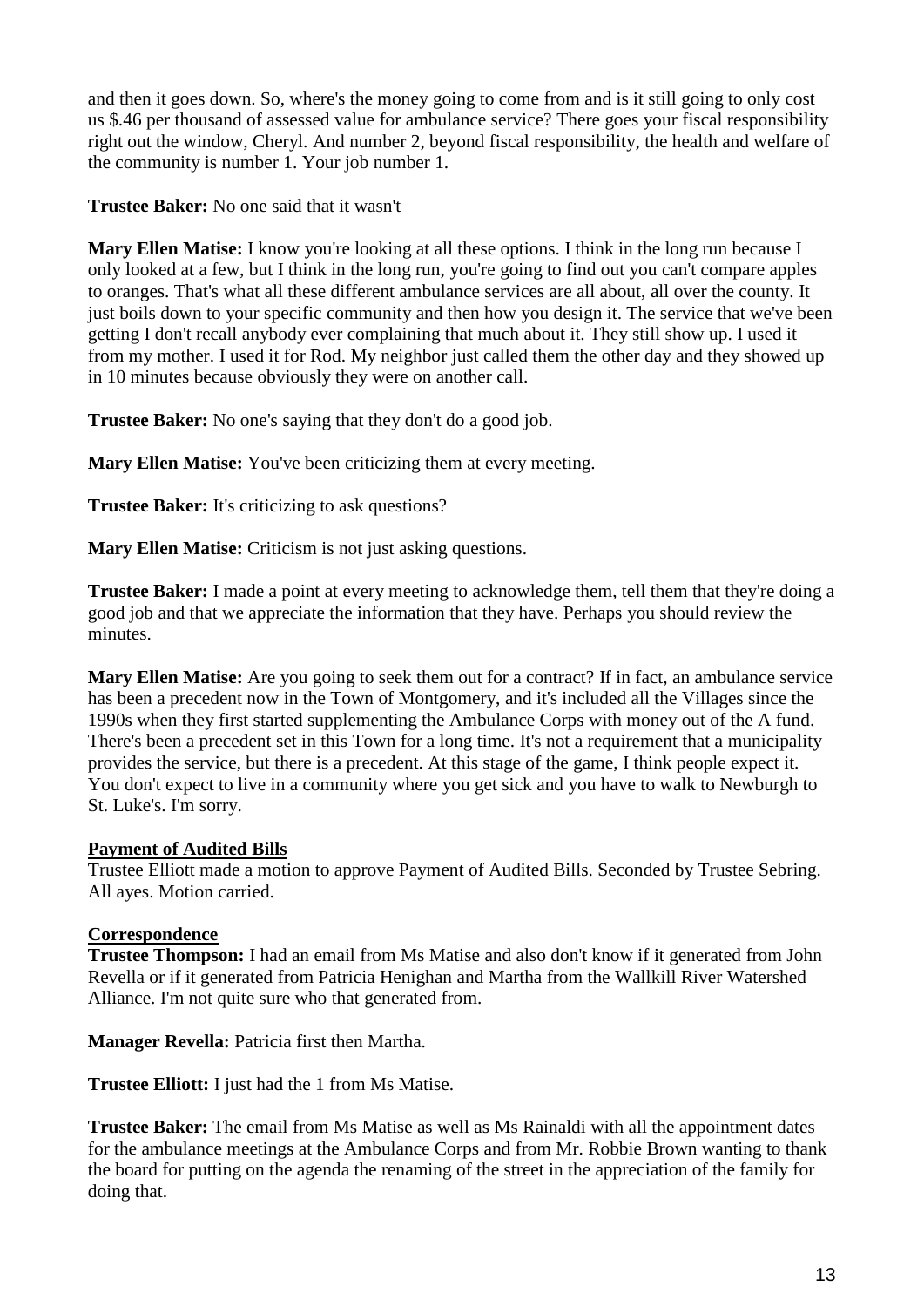and then it goes down. So, where's the money going to come from and is it still going to only cost us $.46 per thousand of assessed value for ambulance service? There goes your fiscal responsibility right out the window, Cheryl. And number 2, beyond fiscal responsibility, the health and welfare of the community is number 1. Your job number 1.

**Trustee Baker:** No one said that it wasn't

**Mary Ellen Matise:** I know you're looking at all these options. I think in the long run because I only looked at a few, but I think in the long run, you're going to find out you can't compare apples to oranges. That's what all these different ambulance services are all about, all over the county. It just boils down to your specific community and then how you design it. The service that we've been getting I don't recall anybody ever complaining that much about it. They still show up. I used it from my mother. I used it for Rod. My neighbor just called them the other day and they showed up in 10 minutes because obviously they were on another call.

**Trustee Baker:** No one's saying that they don't do a good job.

**Mary Ellen Matise:** You've been criticizing them at every meeting.

**Trustee Baker:** It's criticizing to ask questions?

**Mary Ellen Matise:** Criticism is not just asking questions.

**Trustee Baker:** I made a point at every meeting to acknowledge them, tell them that they're doing a good job and that we appreciate the information that they have. Perhaps you should review the minutes.

**Mary Ellen Matise:** Are you going to seek them out for a contract? If in fact, an ambulance service has been a precedent now in the Town of Montgomery, and it's included all the Villages since the 1990s when they first started supplementing the Ambulance Corps with money out of the A fund. There's been a precedent set in this Town for a long time. It's not a requirement that a municipality provides the service, but there is a precedent. At this stage of the game, I think people expect it. You don't expect to live in a community where you get sick and you have to walk to Newburgh to St. Luke's. I'm sorry.

**Payment of Audited Bills**

Trustee Elliott made a motion to approve Payment of Audited Bills. Seconded by Trustee Sebring. All ayes. Motion carried.

**Correspondence**

**Trustee Thompson:** I had an email from Ms Matise and also don't know if it generated from John Revella or if it generated from Patricia Henighan and Martha from the Wallkill River Watershed Alliance. I'm not quite sure who that generated from.

**Manager Revella:** Patricia first then Martha.

**Trustee Elliott:** I just had the 1 from Ms Matise.

**Trustee Baker:** The email from Ms Matise as well as Ms Rainaldi with all the appointment dates for the ambulance meetings at the Ambulance Corps and from Mr. Robbie Brown wanting to thank the board for putting on the agenda the renaming of the street in the appreciation of the family for doing that.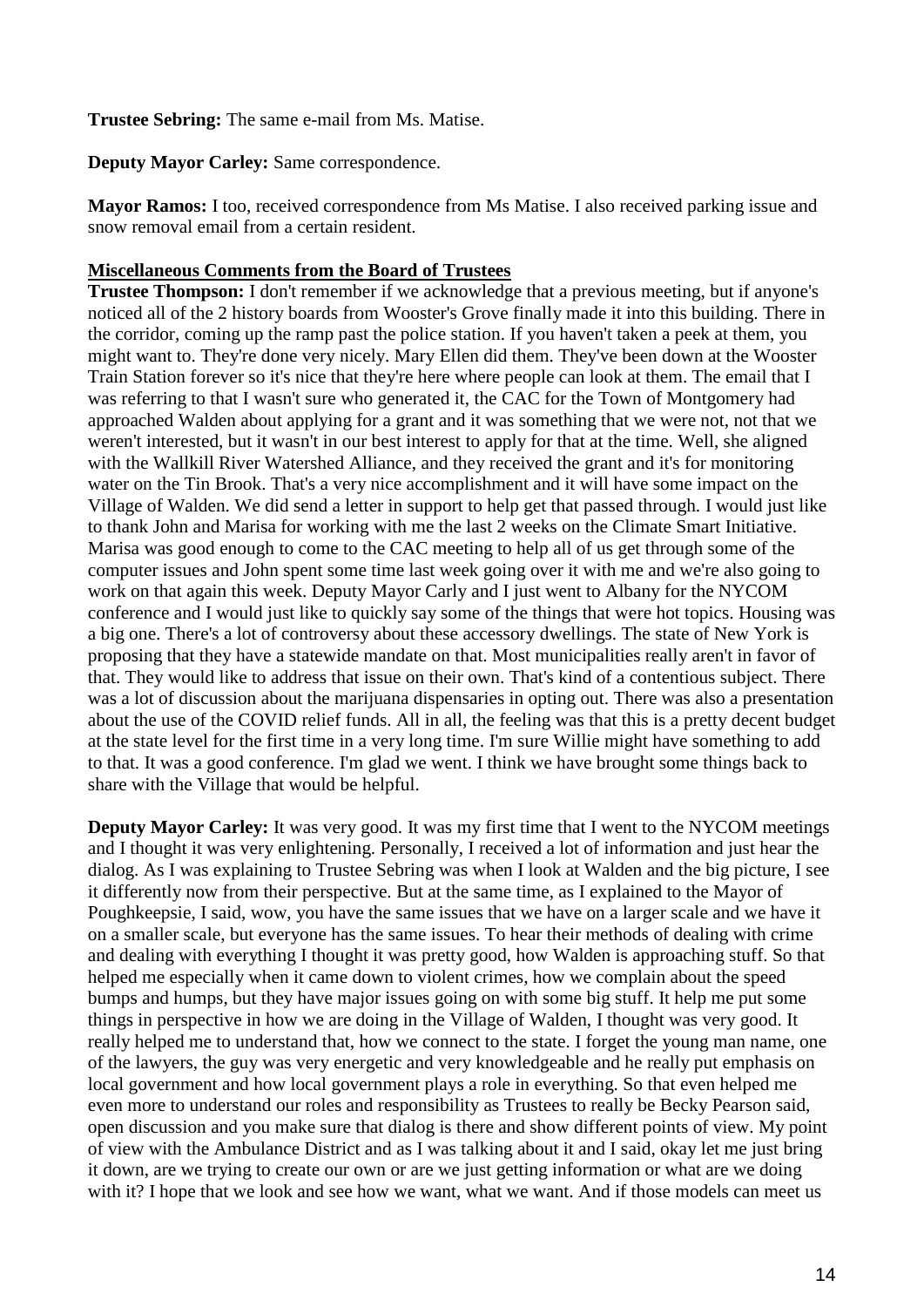**Trustee Sebring:** The same e-mail from Ms. Matise.

**Deputy Mayor Carley:** Same correspondence.

**Mayor Ramos:** I too, received correspondence from Ms Matise. I also received parking issue and snow removal email from a certain resident.

**Miscellaneous Comments from the Board of Trustees**

**Trustee Thompson:** I don't remember if we acknowledge that a previous meeting, but if anyone's noticed all of the 2 history boards from Wooster's Grove finally made it into this building. There in the corridor, coming up the ramp past the police station. If you haven't taken a peek at them, you might want to. They're done very nicely. Mary Ellen did them. They've been down at the Wooster Train Station forever so it's nice that they're here where people can look at them. The email that I was referring to that I wasn't sure who generated it, the CAC for the Town of Montgomery had approached Walden about applying for a grant and it was something that we were not, not that we weren't interested, but it wasn't in our best interest to apply for that at the time. Well, she aligned with the Wallkill River Watershed Alliance, and they received the grant and it's for monitoring water on the Tin Brook. That's a very nice accomplishment and it will have some impact on the Village of Walden. We did send a letter in support to help get that passed through. I would just like to thank John and Marisa for working with me the last 2 weeks on the Climate Smart Initiative. Marisa was good enough to come to the CAC meeting to help all of us get through some of the computer issues and John spent some time last week going over it with me and we're also going to work on that again this week. Deputy Mayor Carly and I just went to Albany for the NYCOM conference and I would just like to quickly say some of the things that were hot topics. Housing was a big one. There's a lot of controversy about these accessory dwellings. The state of New York is proposing that they have a statewide mandate on that. Most municipalities really aren't in favor of that. They would like to address that issue on their own. That's kind of a contentious subject. There was a lot of discussion about the marijuana dispensaries in opting out. There was also a presentation about the use of the COVID relief funds. All in all, the feeling was that this is a pretty decent budget at the state level for the first time in a very long time. I'm sure Willie might have something to add to that. It was a good conference. I'm glad we went. I think we have brought some things back to share with the Village that would be helpful.

**Deputy Mayor Carley:** It was very good. It was my first time that I went to the NYCOM meetings and I thought it was very enlightening. Personally, I received a lot of information and just hear the dialog. As I was explaining to Trustee Sebring was when I look at Walden and the big picture, I see it differently now from their perspective. But at the same time, as I explained to the Mayor of Poughkeepsie, I said, wow, you have the same issues that we have on a larger scale and we have it on a smaller scale, but everyone has the same issues. To hear their methods of dealing with crime and dealing with everything I thought it was pretty good, how Walden is approaching stuff. So that helped me especially when it came down to violent crimes, how we complain about the speed bumps and humps, but they have major issues going on with some big stuff. It help me put some things in perspective in how we are doing in the Village of Walden, I thought was very good. It really helped me to understand that, how we connect to the state. I forget the young man name, one of the lawyers, the guy was very energetic and very knowledgeable and he really put emphasis on local government and how local government plays a role in everything. So that even helped me even more to understand our roles and responsibility as Trustees to really be Becky Pearson said, open discussion and you make sure that dialog is there and show different points of view. My point of view with the Ambulance District and as I was talking about it and I said, okay let me just bring it down, are we trying to create our own or are we just getting information or what are we doing with it? I hope that we look and see how we want, what we want. And if those models can meet us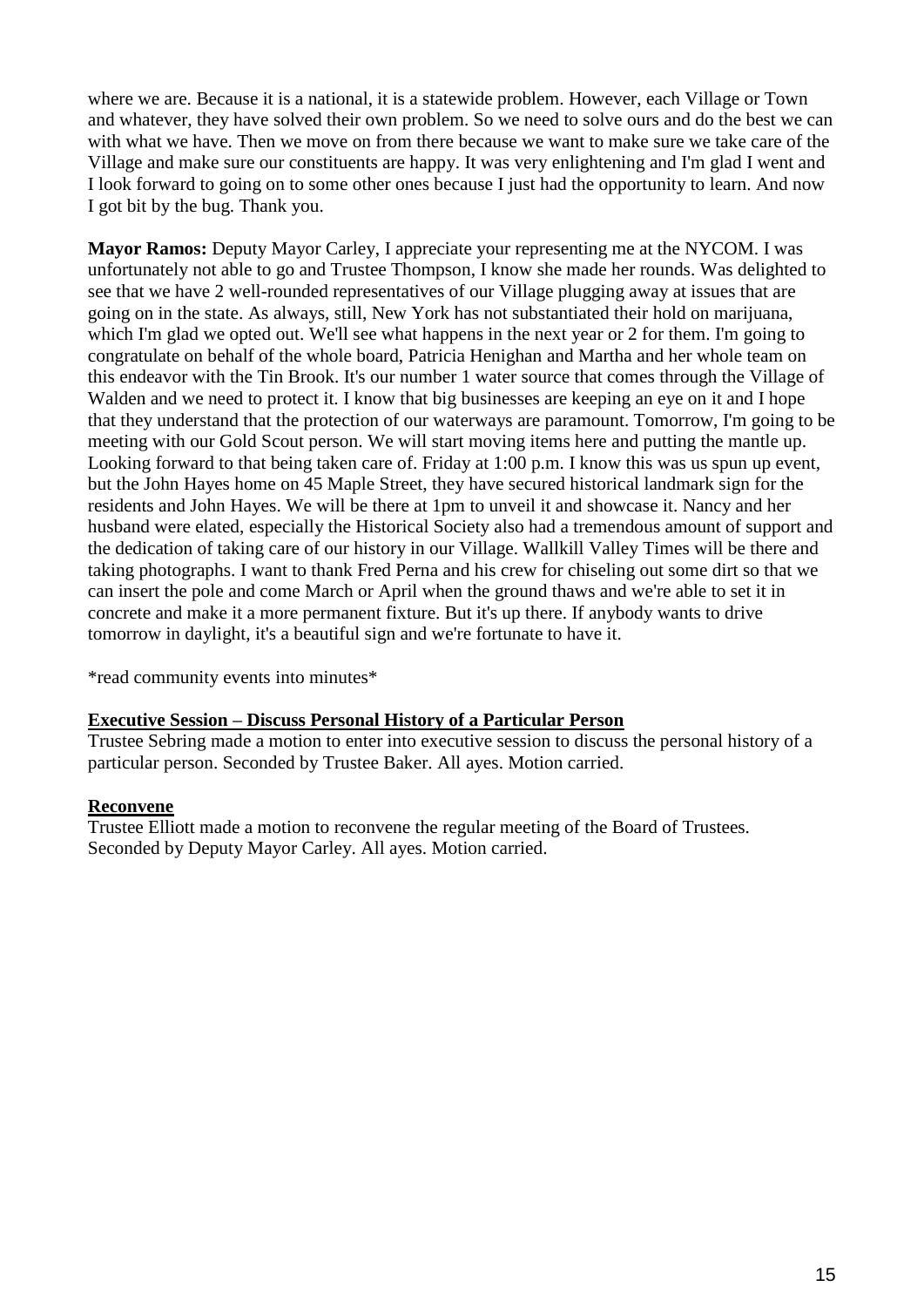where we are. Because it is a national, it is a statewide problem. However, each Village or Town and whatever, they have solved their own problem. So we need to solve ours and do the best we can with what we have. Then we move on from there because we want to make sure we take care of the Village and make sure our constituents are happy. It was very enlightening and I'm glad I went and I look forward to going on to some other ones because I just had the opportunity to learn. And now I got bit by the bug. Thank you.

**Mayor Ramos:** Deputy Mayor Carley, I appreciate your representing me at the NYCOM. I was unfortunately not able to go and Trustee Thompson, I know she made her rounds. Was delighted to see that we have 2 well-rounded representatives of our Village plugging away at issues that are going on in the state. As always, still, New York has not substantiated their hold on marijuana, which I'm glad we opted out. We'll see what happens in the next year or 2 for them. I'm going to congratulate on behalf of the whole board, Patricia Henighan and Martha and her whole team on this endeavor with the Tin Brook. It's our number 1 water source that comes through the Village of Walden and we need to protect it. I know that big businesses are keeping an eye on it and I hope that they understand that the protection of our waterways are paramount. Tomorrow, I'm going to be meeting with our Gold Scout person. We will start moving items here and putting the mantle up. Looking forward to that being taken care of. Friday at 1:00 p.m. I know this was us spun up event, but the John Hayes home on 45 Maple Street, they have secured historical landmark sign for the residents and John Hayes. We will be there at 1pm to unveil it and showcase it. Nancy and her husband were elated, especially the Historical Society also had a tremendous amount of support and the dedication of taking care of our history in our Village. Wallkill Valley Times will be there and taking photographs. I want to thank Fred Perna and his crew for chiseling out some dirt so that we can insert the pole and come March or April when the ground thaws and we're able to set it in concrete and make it a more permanent fixture. But it's up there. If anybody wants to drive tomorrow in daylight, it's a beautiful sign and we're fortunate to have it.

*read community events into minutes*

**Executive Session – Discuss Personal History of a Particular Person**

Trustee Sebring made a motion to enter into executive session to discuss the personal history of a particular person. Seconded by Trustee Baker. All ayes. Motion carried.

**Reconvene**

Trustee Elliott made a motion to reconvene the regular meeting of the Board of Trustees. Seconded by Deputy Mayor Carley. All ayes. Motion carried.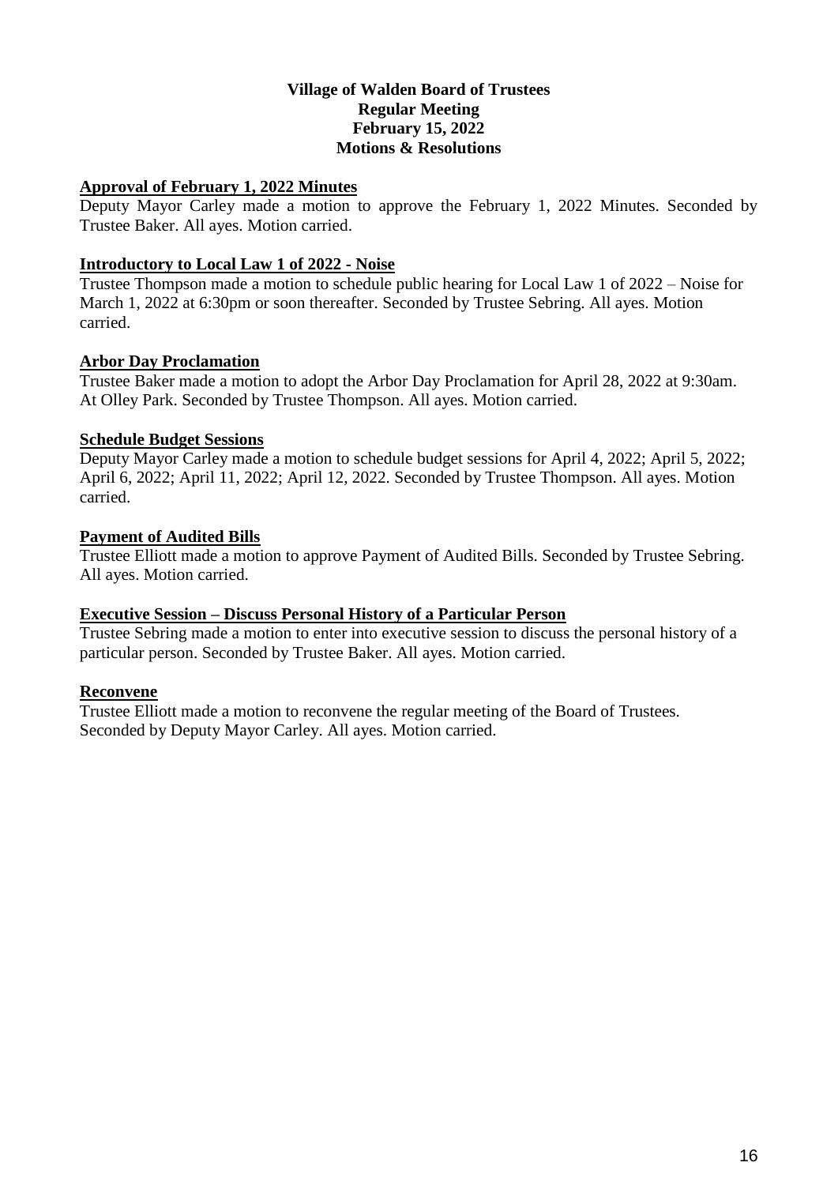**Village of Walden Board of Trustees**
**Regular Meeting**
**February 15, 2022**
**Motions & Resolutions**

**Approval of February 1, 2022 Minutes**

Deputy Mayor Carley made a motion to approve the February 1, 2022 Minutes. Seconded by Trustee Baker. All ayes. Motion carried.

**Introductory to Local Law 1 of 2022 - Noise**

Trustee Thompson made a motion to schedule public hearing for Local Law 1 of 2022 – Noise for March 1, 2022 at 6:30pm or soon thereafter. Seconded by Trustee Sebring. All ayes. Motion carried.

**Arbor Day Proclamation**

Trustee Baker made a motion to adopt the Arbor Day Proclamation for April 28, 2022 at 9:30am. At Olley Park. Seconded by Trustee Thompson. All ayes. Motion carried.

**Schedule Budget Sessions**

Deputy Mayor Carley made a motion to schedule budget sessions for April 4, 2022; April 5, 2022; April 6, 2022; April 11, 2022; April 12, 2022. Seconded by Trustee Thompson. All ayes. Motion carried.

**Payment of Audited Bills**

Trustee Elliott made a motion to approve Payment of Audited Bills. Seconded by Trustee Sebring. All ayes. Motion carried.

**Executive Session – Discuss Personal History of a Particular Person**

Trustee Sebring made a motion to enter into executive session to discuss the personal history of a particular person. Seconded by Trustee Baker. All ayes. Motion carried.

**Reconvene**

Trustee Elliott made a motion to reconvene the regular meeting of the Board of Trustees. Seconded by Deputy Mayor Carley. All ayes. Motion carried.